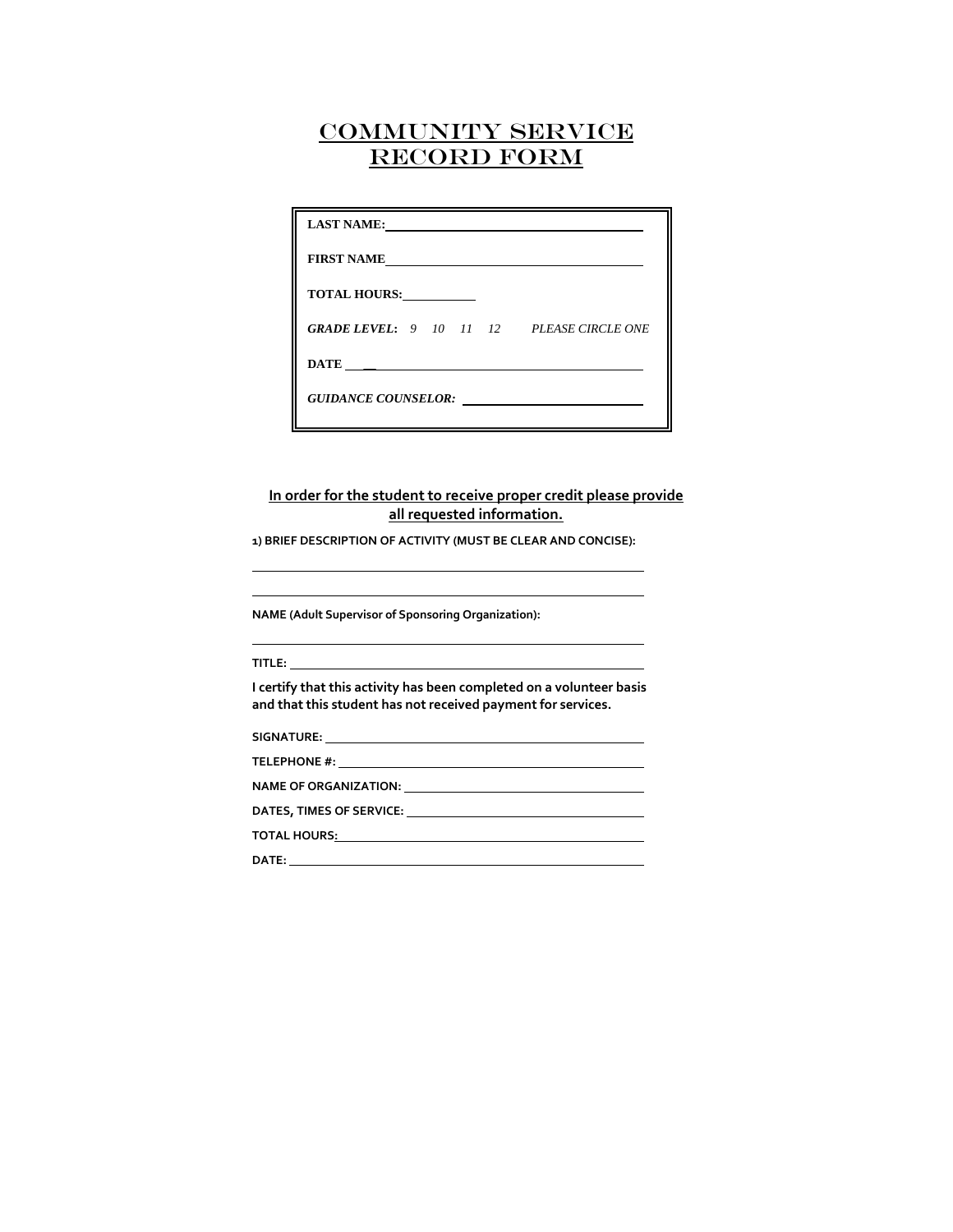# COMMUNITY SERVICE RECORD FORM

**LAST NAME:** ______________________________

**FIRST NAME** ______________________________

**TOTAL HOURS:** __________

***GRADE LEVEL:*** *9 10 11 12 PLEASE CIRCLE ONE*

**DATE** ______________________________

***GUIDANCE COUNSELOR:*** ______________________

**In order for the student to receive proper credit please provide all requested information.**

**1) BRIEF DESCRIPTION OF ACTIVITY (MUST BE CLEAR AND CONCISE):**

______________________________________________

______________________________________________

**NAME (Adult Supervisor of Sponsoring Organization):**

______________________________________________

**TITLE:** ______________________________________

**I certify that this activity has been completed on a volunteer basis and that this student has not received payment for services.**

**SIGNATURE:** ______________________________

**TELEPHONE #:** ______________________________

**NAME OF ORGANIZATION:** ______________________

**DATES, TIMES OF SERVICE:** ____________________

**TOTAL HOURS:** ______________________________

**DATE:** ______________________________________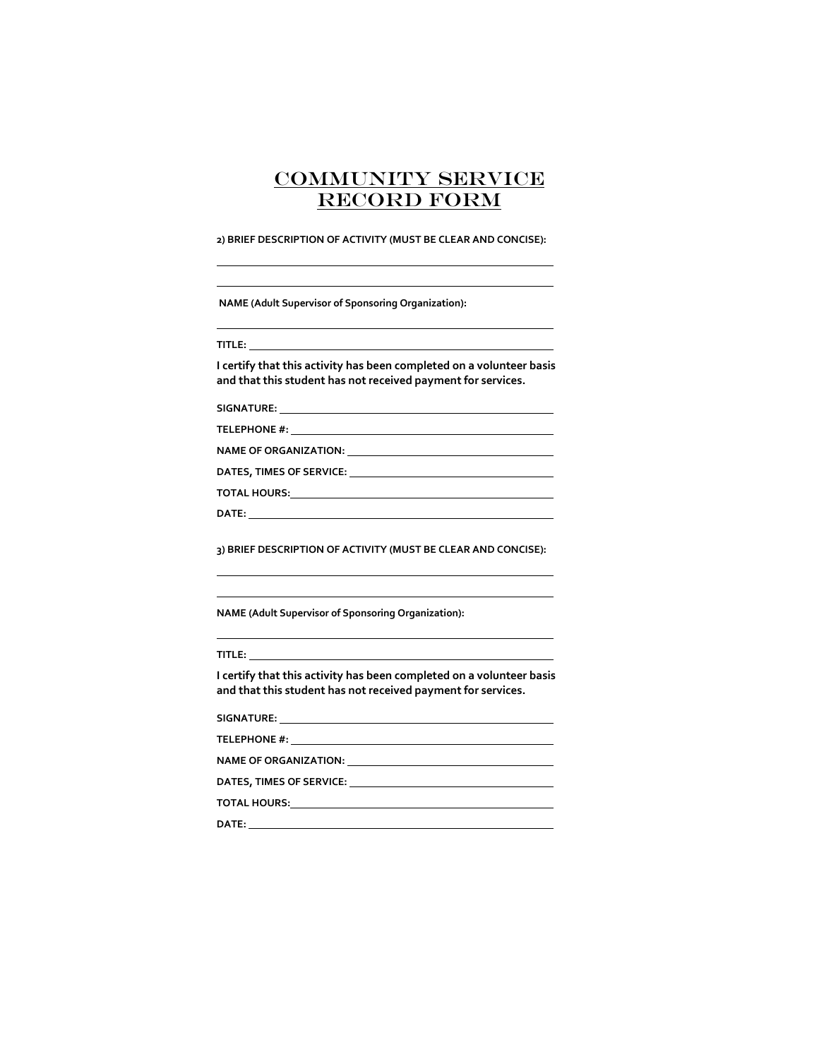# COMMUNITY SERVICE RECORD FORM

**2) BRIEF DESCRIPTION OF ACTIVITY (MUST BE CLEAR AND CONCISE):**

______________________________________________________________

______________________________________________________________

**NAME (Adult Supervisor of Sponsoring Organization):**

______________________________________________________________

**TITLE:** ________________________________________________________

**I certify that this activity has been completed on a volunteer basis and that this student has not received payment for services.**

**SIGNATURE:** ___________________________________________________

**TELEPHONE #:** _________________________________________________

**NAME OF ORGANIZATION:** _______________________________________

**DATES, TIMES OF SERVICE:** _____________________________________

**TOTAL HOURS:** _________________________________________________

**DATE:** _______________________________________________________

**3) BRIEF DESCRIPTION OF ACTIVITY (MUST BE CLEAR AND CONCISE):**

______________________________________________________________

______________________________________________________________

**NAME (Adult Supervisor of Sponsoring Organization):**

______________________________________________________________

**TITLE:** ________________________________________________________

**I certify that this activity has been completed on a volunteer basis and that this student has not received payment for services.**

**SIGNATURE:** ___________________________________________________

**TELEPHONE #:** _________________________________________________

**NAME OF ORGANIZATION:** _______________________________________

**DATES, TIMES OF SERVICE:** _____________________________________

**TOTAL HOURS:** _________________________________________________

**DATE:** _______________________________________________________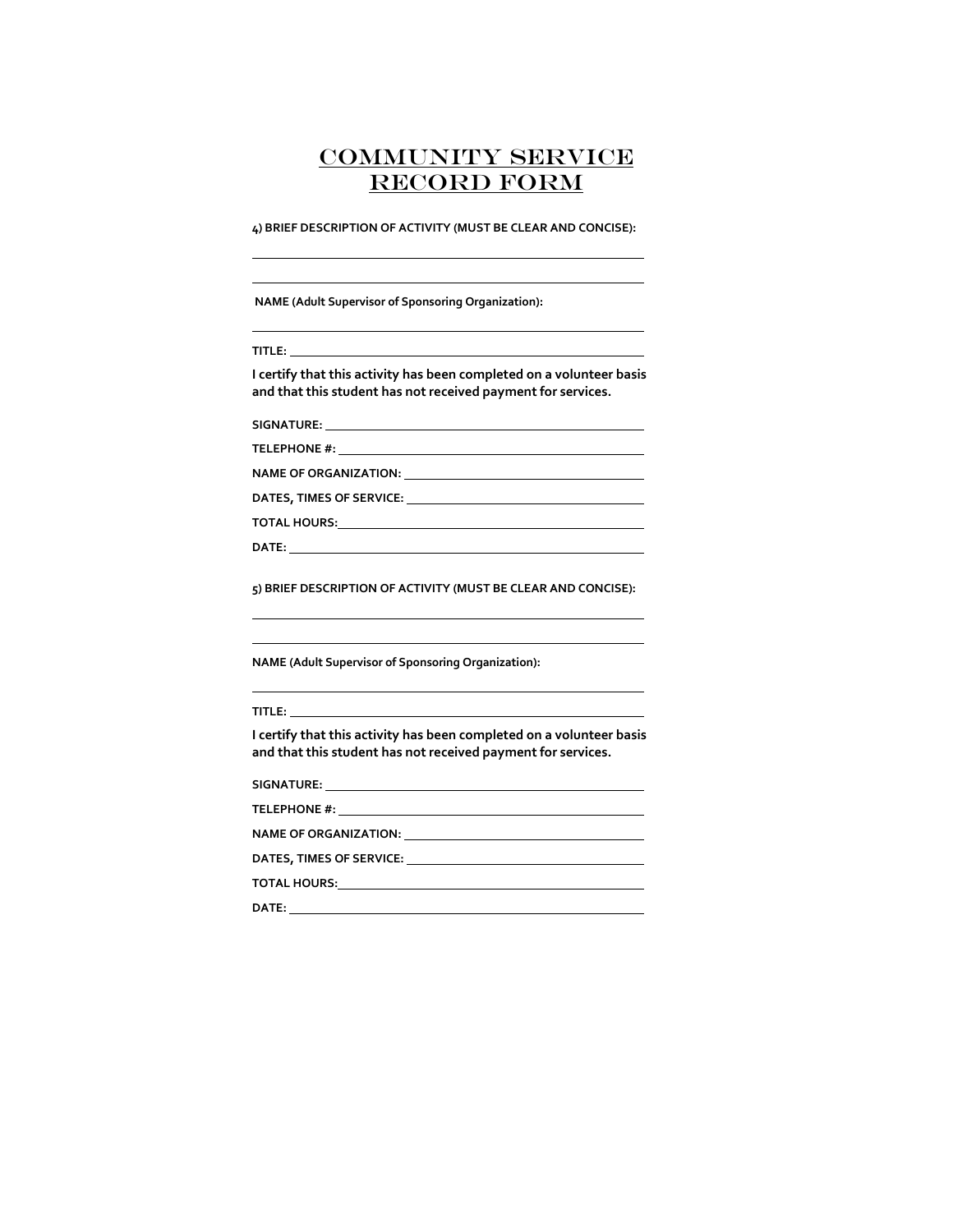# COMMUNITY SERVICE RECORD FORM

**4) BRIEF DESCRIPTION OF ACTIVITY (MUST BE CLEAR AND CONCISE):**

______________________________________________

______________________________________________

**NAME (Adult Supervisor of Sponsoring Organization):**

______________________________________________

**TITLE:** ______________________________________

**I certify that this activity has been completed on a volunteer basis and that this student has not received payment for services.**

**SIGNATURE:** __________________________________

**TELEPHONE #:** ________________________________

**NAME OF ORGANIZATION:** _______________________

**DATES, TIMES OF SERVICE:** _____________________

**TOTAL HOURS:** ________________________________

**DATE:** _______________________________________

**5) BRIEF DESCRIPTION OF ACTIVITY (MUST BE CLEAR AND CONCISE):**

______________________________________________

______________________________________________

**NAME (Adult Supervisor of Sponsoring Organization):**

______________________________________________

**TITLE:** ______________________________________

**I certify that this activity has been completed on a volunteer basis and that this student has not received payment for services.**

**SIGNATURE:** __________________________________

**TELEPHONE #:** ________________________________

**NAME OF ORGANIZATION:** _______________________

**DATES, TIMES OF SERVICE:** _____________________

**TOTAL HOURS:** ________________________________

**DATE:** _______________________________________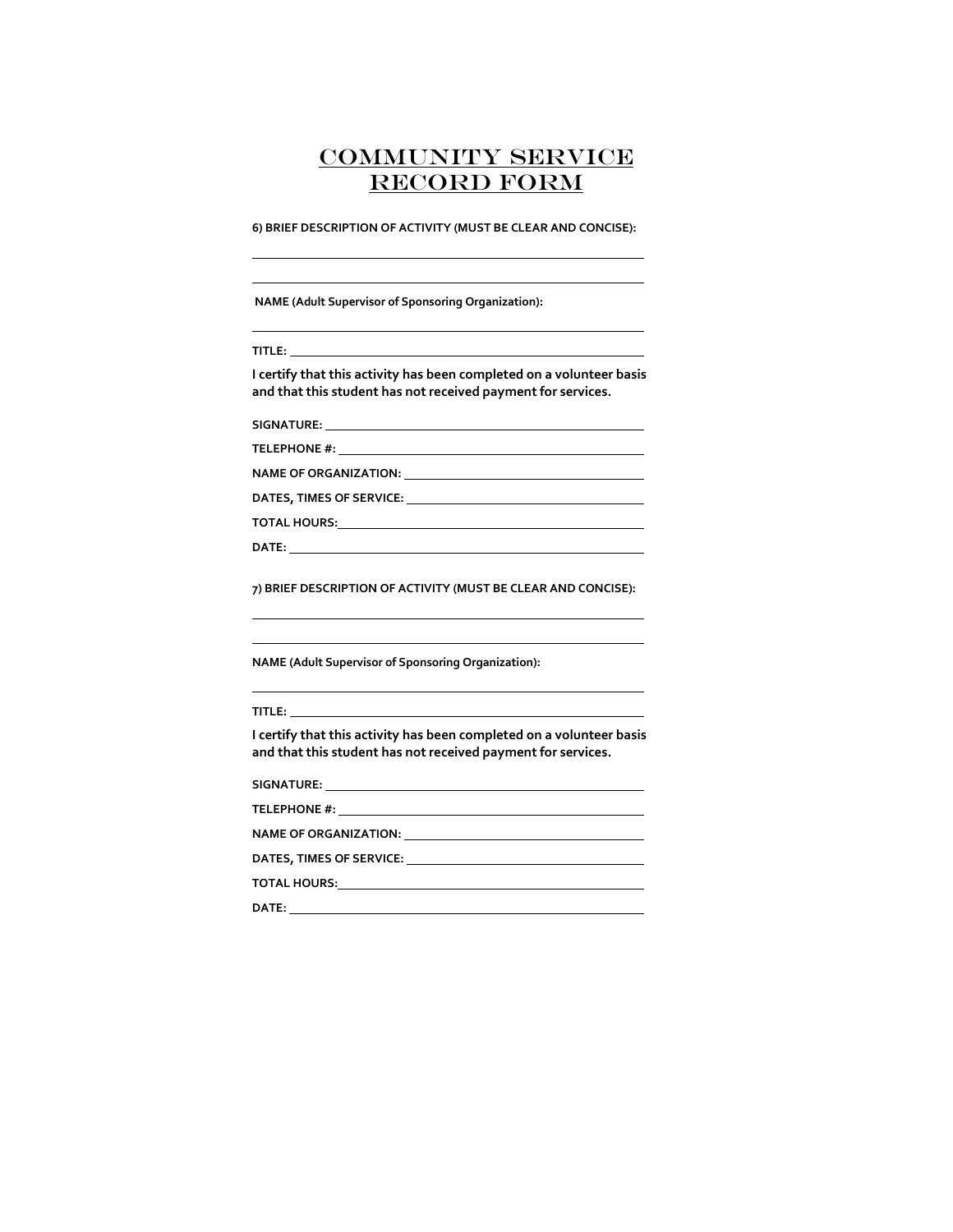# COMMUNITY SERVICE RECORD FORM

**6) BRIEF DESCRIPTION OF ACTIVITY (MUST BE CLEAR AND CONCISE):**

______________________________________________________________

______________________________________________________________

**NAME (Adult Supervisor of Sponsoring Organization):**

______________________________________________________________

**TITLE:** ______________________________________________________

**I certify that this activity has been completed on a volunteer basis and that this student has not received payment for services.**

**SIGNATURE:** __________________________________________________

**TELEPHONE #:** ________________________________________________

**NAME OF ORGANIZATION:** _______________________________________

**DATES, TIMES OF SERVICE:** _____________________________________

**TOTAL HOURS:** ________________________________________________

**DATE:** _______________________________________________________

**7) BRIEF DESCRIPTION OF ACTIVITY (MUST BE CLEAR AND CONCISE):**

______________________________________________________________

______________________________________________________________

**NAME (Adult Supervisor of Sponsoring Organization):**

______________________________________________________________

**TITLE:** ______________________________________________________

**I certify that this activity has been completed on a volunteer basis and that this student has not received payment for services.**

**SIGNATURE:** __________________________________________________

**TELEPHONE #:** ________________________________________________

**NAME OF ORGANIZATION:** _______________________________________

**DATES, TIMES OF SERVICE:** _____________________________________

**TOTAL HOURS:** ________________________________________________

**DATE:** _______________________________________________________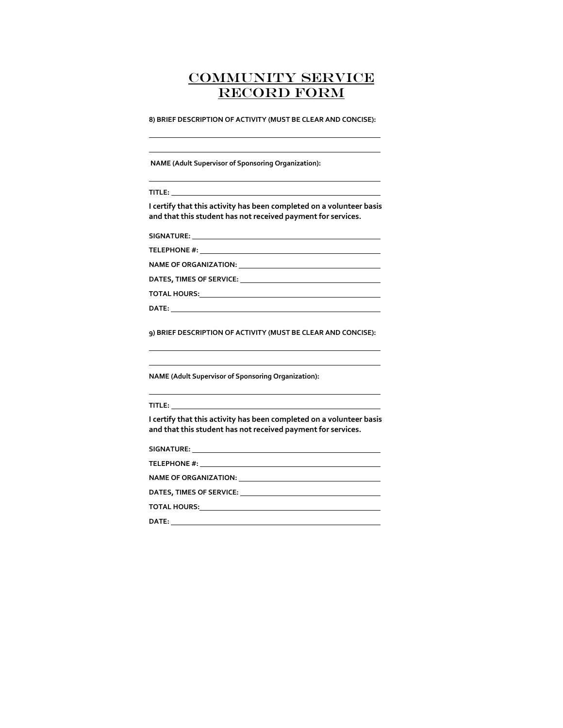# COMMUNITY SERVICE RECORD FORM

**8) BRIEF DESCRIPTION OF ACTIVITY (MUST BE CLEAR AND CONCISE):**

\_\_\_\_\_\_\_\_\_\_\_\_\_\_\_\_\_\_\_\_\_\_\_\_\_\_\_\_\_\_\_\_\_\_\_\_\_\_\_\_\_\_\_\_\_\_\_\_

\_\_\_\_\_\_\_\_\_\_\_\_\_\_\_\_\_\_\_\_\_\_\_\_\_\_\_\_\_\_\_\_\_\_\_\_\_\_\_\_\_\_\_\_\_\_\_\_

**NAME (Adult Supervisor of Sponsoring Organization):**

\_\_\_\_\_\_\_\_\_\_\_\_\_\_\_\_\_\_\_\_\_\_\_\_\_\_\_\_\_\_\_\_\_\_\_\_\_\_\_\_\_\_\_\_\_\_\_\_

**TITLE:** \_\_\_\_\_\_\_\_\_\_\_\_\_\_\_\_\_\_\_\_\_\_\_\_\_\_\_\_\_\_\_\_\_\_\_\_\_\_\_\_\_\_\_\_

**I certify that this activity has been completed on a volunteer basis and that this student has not received payment for services.**

**SIGNATURE:** \_\_\_\_\_\_\_\_\_\_\_\_\_\_\_\_\_\_\_\_\_\_\_\_\_\_\_\_\_\_\_\_\_\_\_\_\_\_\_\_

**TELEPHONE #:** \_\_\_\_\_\_\_\_\_\_\_\_\_\_\_\_\_\_\_\_\_\_\_\_\_\_\_\_\_\_\_\_\_\_\_\_\_\_\_

**NAME OF ORGANIZATION:** \_\_\_\_\_\_\_\_\_\_\_\_\_\_\_\_\_\_\_\_\_\_\_\_\_\_\_\_\_\_\_\_

**DATES, TIMES OF SERVICE:** \_\_\_\_\_\_\_\_\_\_\_\_\_\_\_\_\_\_\_\_\_\_\_\_\_\_\_\_\_\_\_

**TOTAL HOURS:** \_\_\_\_\_\_\_\_\_\_\_\_\_\_\_\_\_\_\_\_\_\_\_\_\_\_\_\_\_\_\_\_\_\_\_\_\_\_\_

**DATE:** \_\_\_\_\_\_\_\_\_\_\_\_\_\_\_\_\_\_\_\_\_\_\_\_\_\_\_\_\_\_\_\_\_\_\_\_\_\_\_\_\_\_\_\_

**9) BRIEF DESCRIPTION OF ACTIVITY (MUST BE CLEAR AND CONCISE):**

\_\_\_\_\_\_\_\_\_\_\_\_\_\_\_\_\_\_\_\_\_\_\_\_\_\_\_\_\_\_\_\_\_\_\_\_\_\_\_\_\_\_\_\_\_\_\_\_

\_\_\_\_\_\_\_\_\_\_\_\_\_\_\_\_\_\_\_\_\_\_\_\_\_\_\_\_\_\_\_\_\_\_\_\_\_\_\_\_\_\_\_\_\_\_\_\_

**NAME (Adult Supervisor of Sponsoring Organization):**

\_\_\_\_\_\_\_\_\_\_\_\_\_\_\_\_\_\_\_\_\_\_\_\_\_\_\_\_\_\_\_\_\_\_\_\_\_\_\_\_\_\_\_\_\_\_\_\_

**TITLE:** \_\_\_\_\_\_\_\_\_\_\_\_\_\_\_\_\_\_\_\_\_\_\_\_\_\_\_\_\_\_\_\_\_\_\_\_\_\_\_\_\_\_\_\_

**I certify that this activity has been completed on a volunteer basis and that this student has not received payment for services.**

**SIGNATURE:** \_\_\_\_\_\_\_\_\_\_\_\_\_\_\_\_\_\_\_\_\_\_\_\_\_\_\_\_\_\_\_\_\_\_\_\_\_\_\_\_

**TELEPHONE #:** \_\_\_\_\_\_\_\_\_\_\_\_\_\_\_\_\_\_\_\_\_\_\_\_\_\_\_\_\_\_\_\_\_\_\_\_\_\_\_

**NAME OF ORGANIZATION:** \_\_\_\_\_\_\_\_\_\_\_\_\_\_\_\_\_\_\_\_\_\_\_\_\_\_\_\_\_\_\_\_

**DATES, TIMES OF SERVICE:** \_\_\_\_\_\_\_\_\_\_\_\_\_\_\_\_\_\_\_\_\_\_\_\_\_\_\_\_\_\_\_

**TOTAL HOURS:** \_\_\_\_\_\_\_\_\_\_\_\_\_\_\_\_\_\_\_\_\_\_\_\_\_\_\_\_\_\_\_\_\_\_\_\_\_\_\_

**DATE:** \_\_\_\_\_\_\_\_\_\_\_\_\_\_\_\_\_\_\_\_\_\_\_\_\_\_\_\_\_\_\_\_\_\_\_\_\_\_\_\_\_\_\_\_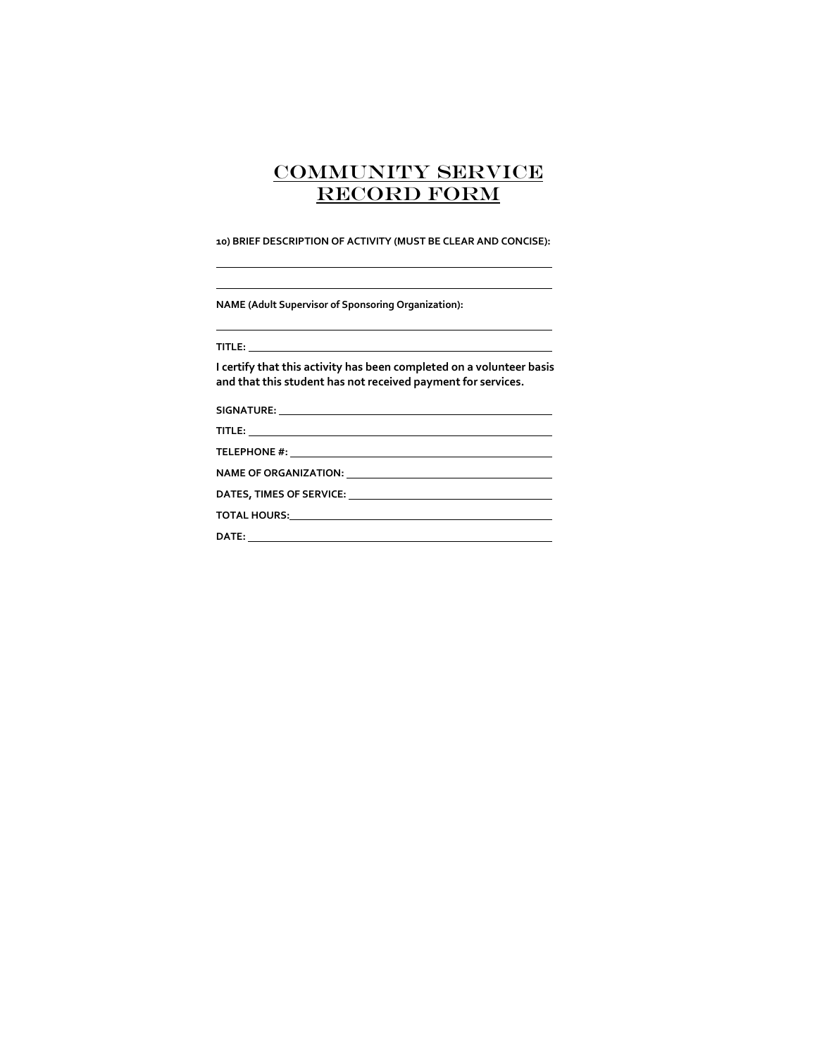# COMMUNITY SERVICE RECORD FORM

**10) BRIEF DESCRIPTION OF ACTIVITY (MUST BE CLEAR AND CONCISE):**

______________________________________________________________

______________________________________________________________

**NAME (Adult Supervisor of Sponsoring Organization):**

______________________________________________________________

**TITLE:** ______________________________________________________

**I certify that this activity has been completed on a volunteer basis and that this student has not received payment for services.**

**SIGNATURE:** _________________________________________________

**TITLE:** ______________________________________________________

**TELEPHONE #:** _______________________________________________

**NAME OF ORGANIZATION:** ______________________________________

**DATES, TIMES OF SERVICE:** ____________________________________

**TOTAL HOURS:** _______________________________________________

**DATE:** ______________________________________________________